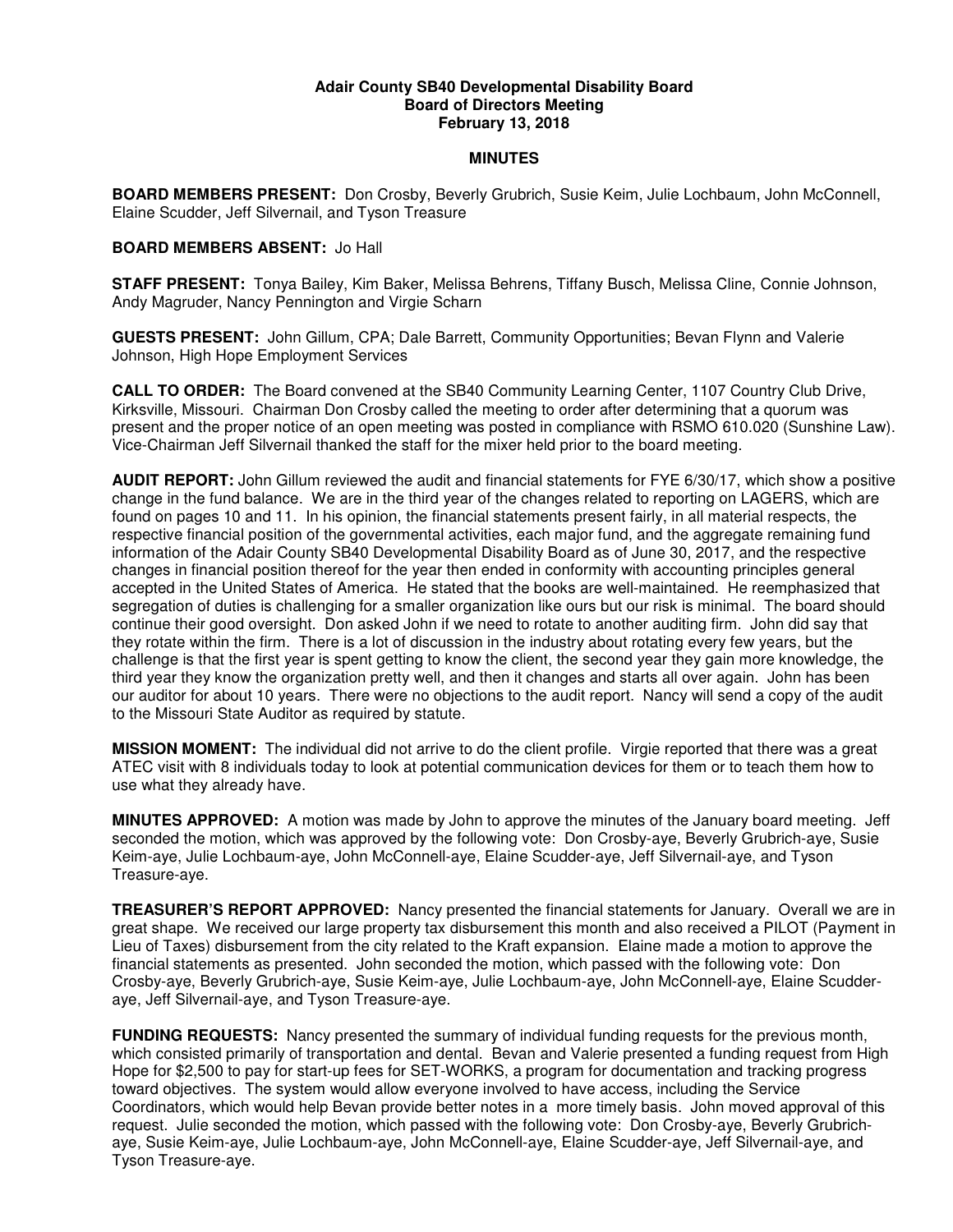**Adair County SB40 Developmental Disability Board**
**Board of Directors Meeting**
**February 13, 2018**

**MINUTES**

**BOARD MEMBERS PRESENT:** Don Crosby, Beverly Grubrich, Susie Keim, Julie Lochbaum, John McConnell, Elaine Scudder, Jeff Silvernail, and Tyson Treasure

**BOARD MEMBERS ABSENT:** Jo Hall

**STAFF PRESENT:** Tonya Bailey, Kim Baker, Melissa Behrens, Tiffany Busch, Melissa Cline, Connie Johnson, Andy Magruder, Nancy Pennington and Virgie Scharn

**GUESTS PRESENT:** John Gillum, CPA; Dale Barrett, Community Opportunities; Bevan Flynn and Valerie Johnson, High Hope Employment Services

**CALL TO ORDER:** The Board convened at the SB40 Community Learning Center, 1107 Country Club Drive, Kirksville, Missouri. Chairman Don Crosby called the meeting to order after determining that a quorum was present and the proper notice of an open meeting was posted in compliance with RSMO 610.020 (Sunshine Law). Vice-Chairman Jeff Silvernail thanked the staff for the mixer held prior to the board meeting.

**AUDIT REPORT:** John Gillum reviewed the audit and financial statements for FYE 6/30/17, which show a positive change in the fund balance. We are in the third year of the changes related to reporting on LAGERS, which are found on pages 10 and 11. In his opinion, the financial statements present fairly, in all material respects, the respective financial position of the governmental activities, each major fund, and the aggregate remaining fund information of the Adair County SB40 Developmental Disability Board as of June 30, 2017, and the respective changes in financial position thereof for the year then ended in conformity with accounting principles general accepted in the United States of America. He stated that the books are well-maintained. He reemphasized that segregation of duties is challenging for a smaller organization like ours but our risk is minimal. The board should continue their good oversight. Don asked John if we need to rotate to another auditing firm. John did say that they rotate within the firm. There is a lot of discussion in the industry about rotating every few years, but the challenge is that the first year is spent getting to know the client, the second year they gain more knowledge, the third year they know the organization pretty well, and then it changes and starts all over again. John has been our auditor for about 10 years. There were no objections to the audit report. Nancy will send a copy of the audit to the Missouri State Auditor as required by statute.

**MISSION MOMENT:** The individual did not arrive to do the client profile. Virgie reported that there was a great ATEC visit with 8 individuals today to look at potential communication devices for them or to teach them how to use what they already have.

**MINUTES APPROVED:** A motion was made by John to approve the minutes of the January board meeting. Jeff seconded the motion, which was approved by the following vote: Don Crosby-aye, Beverly Grubrich-aye, Susie Keim-aye, Julie Lochbaum-aye, John McConnell-aye, Elaine Scudder-aye, Jeff Silvernail-aye, and Tyson Treasure-aye.

**TREASURER'S REPORT APPROVED:** Nancy presented the financial statements for January. Overall we are in great shape. We received our large property tax disbursement this month and also received a PILOT (Payment in Lieu of Taxes) disbursement from the city related to the Kraft expansion. Elaine made a motion to approve the financial statements as presented. John seconded the motion, which passed with the following vote: Don Crosby-aye, Beverly Grubrich-aye, Susie Keim-aye, Julie Lochbaum-aye, John McConnell-aye, Elaine Scudder-aye, Jeff Silvernail-aye, and Tyson Treasure-aye.

**FUNDING REQUESTS:** Nancy presented the summary of individual funding requests for the previous month, which consisted primarily of transportation and dental. Bevan and Valerie presented a funding request from High Hope for $2,500 to pay for start-up fees for SET-WORKS, a program for documentation and tracking progress toward objectives. The system would allow everyone involved to have access, including the Service Coordinators, which would help Bevan provide better notes in a more timely basis. John moved approval of this request. Julie seconded the motion, which passed with the following vote: Don Crosby-aye, Beverly Grubrich-aye, Susie Keim-aye, Julie Lochbaum-aye, John McConnell-aye, Elaine Scudder-aye, Jeff Silvernail-aye, and Tyson Treasure-aye.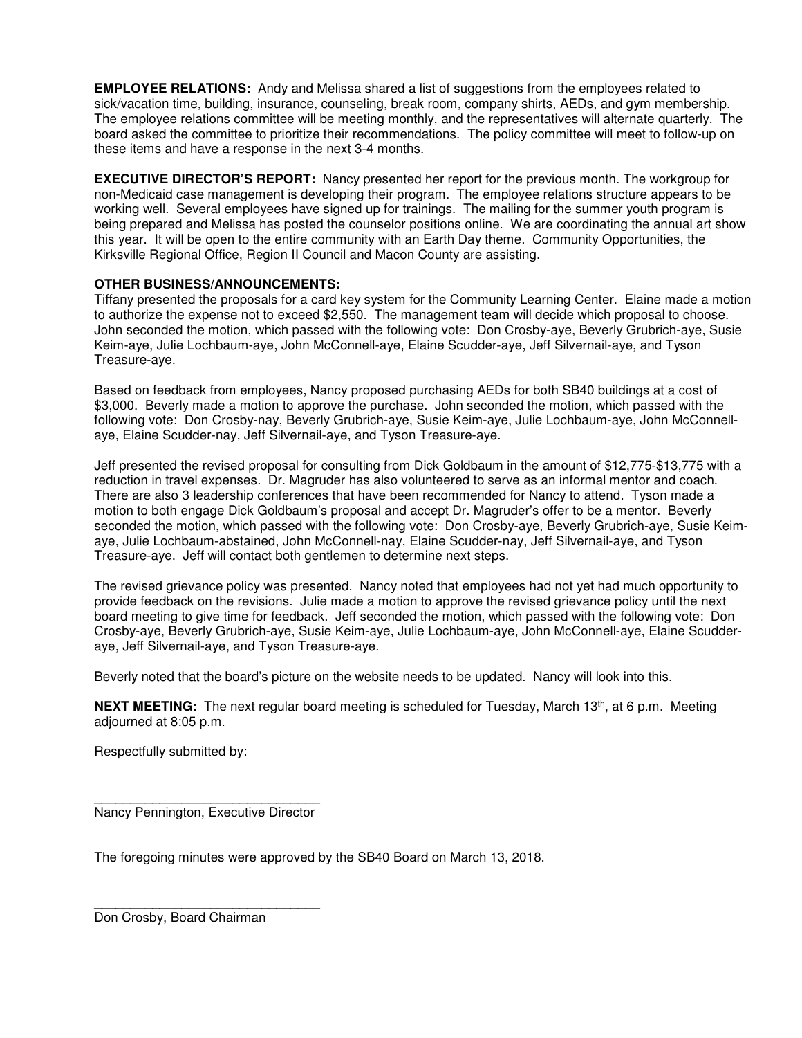**EMPLOYEE RELATIONS:** Andy and Melissa shared a list of suggestions from the employees related to sick/vacation time, building, insurance, counseling, break room, company shirts, AEDs, and gym membership. The employee relations committee will be meeting monthly, and the representatives will alternate quarterly. The board asked the committee to prioritize their recommendations. The policy committee will meet to follow-up on these items and have a response in the next 3-4 months.

**EXECUTIVE DIRECTOR'S REPORT:** Nancy presented her report for the previous month. The workgroup for non-Medicaid case management is developing their program. The employee relations structure appears to be working well. Several employees have signed up for trainings. The mailing for the summer youth program is being prepared and Melissa has posted the counselor positions online. We are coordinating the annual art show this year. It will be open to the entire community with an Earth Day theme. Community Opportunities, the Kirksville Regional Office, Region II Council and Macon County are assisting.

**OTHER BUSINESS/ANNOUNCEMENTS:**

Tiffany presented the proposals for a card key system for the Community Learning Center. Elaine made a motion to authorize the expense not to exceed $2,550. The management team will decide which proposal to choose. John seconded the motion, which passed with the following vote: Don Crosby-aye, Beverly Grubrich-aye, Susie Keim-aye, Julie Lochbaum-aye, John McConnell-aye, Elaine Scudder-aye, Jeff Silvernail-aye, and Tyson Treasure-aye.

Based on feedback from employees, Nancy proposed purchasing AEDs for both SB40 buildings at a cost of $3,000. Beverly made a motion to approve the purchase. John seconded the motion, which passed with the following vote: Don Crosby-nay, Beverly Grubrich-aye, Susie Keim-aye, Julie Lochbaum-aye, John McConnell-aye, Elaine Scudder-nay, Jeff Silvernail-aye, and Tyson Treasure-aye.

Jeff presented the revised proposal for consulting from Dick Goldbaum in the amount of $12,775-$13,775 with a reduction in travel expenses. Dr. Magruder has also volunteered to serve as an informal mentor and coach. There are also 3 leadership conferences that have been recommended for Nancy to attend. Tyson made a motion to both engage Dick Goldbaum's proposal and accept Dr. Magruder's offer to be a mentor. Beverly seconded the motion, which passed with the following vote: Don Crosby-aye, Beverly Grubrich-aye, Susie Keim-aye, Julie Lochbaum-abstained, John McConnell-nay, Elaine Scudder-nay, Jeff Silvernail-aye, and Tyson Treasure-aye. Jeff will contact both gentlemen to determine next steps.

The revised grievance policy was presented. Nancy noted that employees had not yet had much opportunity to provide feedback on the revisions. Julie made a motion to approve the revised grievance policy until the next board meeting to give time for feedback. Jeff seconded the motion, which passed with the following vote: Don Crosby-aye, Beverly Grubrich-aye, Susie Keim-aye, Julie Lochbaum-aye, John McConnell-aye, Elaine Scudder-aye, Jeff Silvernail-aye, and Tyson Treasure-aye.

Beverly noted that the board's picture on the website needs to be updated. Nancy will look into this.

**NEXT MEETING:** The next regular board meeting is scheduled for Tuesday, March 13th, at 6 p.m. Meeting adjourned at 8:05 p.m.

Respectfully submitted by:

\_\_\_\_\_\_\_\_\_\_\_\_\_\_\_\_\_\_\_\_\_\_\_\_\_\_\_\_\_\_\_\_

Nancy Pennington, Executive Director

The foregoing minutes were approved by the SB40 Board on March 13, 2018.

\_\_\_\_\_\_\_\_\_\_\_\_\_\_\_\_\_\_\_\_\_\_\_\_\_\_\_\_\_\_\_\_

Don Crosby, Board Chairman